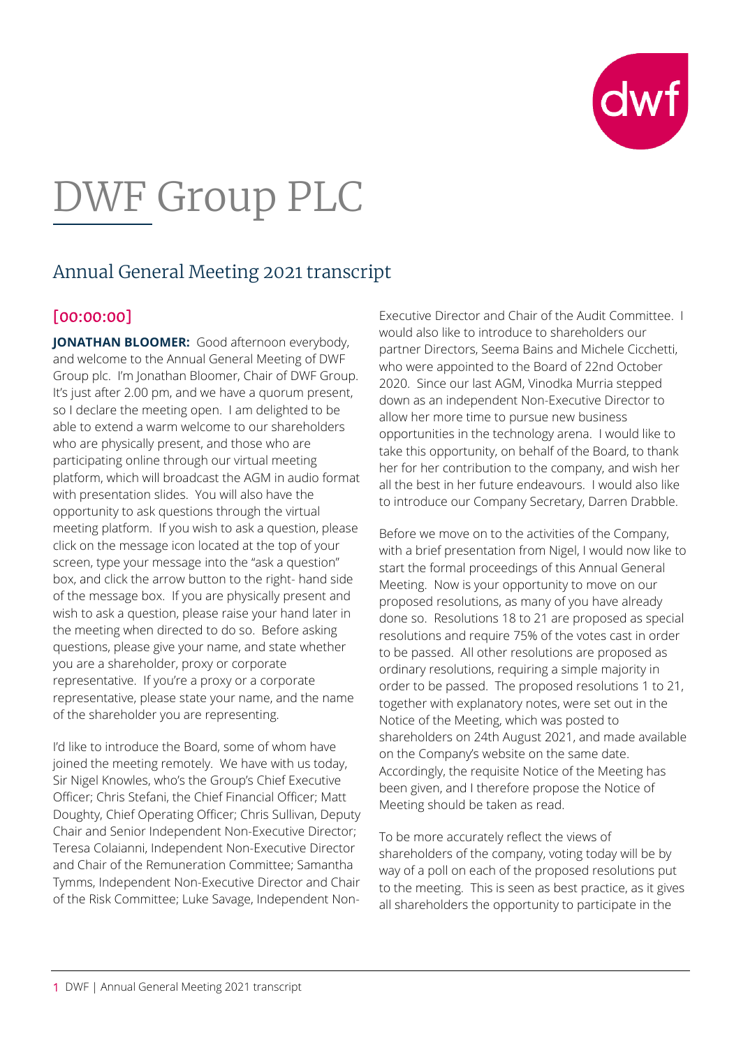# DWF Group PLC

## Annual General Meeting 2021 transcript

### [00:00:00]

**JONATHAN BLOOMER:** Good afternoon everybody, and welcome to the Annual General Meeting of DWF Group plc. I'm Jonathan Bloomer, Chair of DWF Group. It's just after 2.00 pm, and we have a quorum present, so I declare the meeting open. I am delighted to be able to extend a warm welcome to our shareholders who are physically present, and those who are participating online through our virtual meeting platform, which will broadcast the AGM in audio format with presentation slides. You will also have the opportunity to ask questions through the virtual meeting platform. If you wish to ask a question, please click on the message icon located at the top of your screen, type your message into the "ask a question" box, and click the arrow button to the right- hand side of the message box. If you are physically present and wish to ask a question, please raise your hand later in the meeting when directed to do so. Before asking questions, please give your name, and state whether you are a shareholder, proxy or corporate representative. If you're a proxy or a corporate representative, please state your name, and the name of the shareholder you are representing.

I'd like to introduce the Board, some of whom have joined the meeting remotely. We have with us today, Sir Nigel Knowles, who's the Group's Chief Executive Officer; Chris Stefani, the Chief Financial Officer; Matt Doughty, Chief Operating Officer; Chris Sullivan, Deputy Chair and Senior Independent Non-Executive Director; Teresa Colaianni, Independent Non-Executive Director and Chair of the Remuneration Committee; Samantha Tymms, Independent Non-Executive Director and Chair of the Risk Committee; Luke Savage, Independent Non-Executive Director and Chair of the Audit Committee. I would also like to introduce to shareholders our partner Directors, Seema Bains and Michele Cicchetti, who were appointed to the Board of 22nd October 2020. Since our last AGM, Vinodka Murria stepped down as an independent Non-Executive Director to allow her more time to pursue new business opportunities in the technology arena. I would like to take this opportunity, on behalf of the Board, to thank her for her contribution to the company, and wish her all the best in her future endeavours. I would also like to introduce our Company Secretary, Darren Drabble.

Before we move on to the activities of the Company, with a brief presentation from Nigel, I would now like to start the formal proceedings of this Annual General Meeting. Now is your opportunity to move on our proposed resolutions, as many of you have already done so. Resolutions 18 to 21 are proposed as special resolutions and require 75% of the votes cast in order to be passed. All other resolutions are proposed as ordinary resolutions, requiring a simple majority in order to be passed. The proposed resolutions 1 to 21, together with explanatory notes, were set out in the Notice of the Meeting, which was posted to shareholders on 24th August 2021, and made available on the Company's website on the same date. Accordingly, the requisite Notice of the Meeting has been given, and I therefore propose the Notice of Meeting should be taken as read.

To be more accurately reflect the views of shareholders of the company, voting today will be by way of a poll on each of the proposed resolutions put to the meeting. This is seen as best practice, as it gives all shareholders the opportunity to participate in the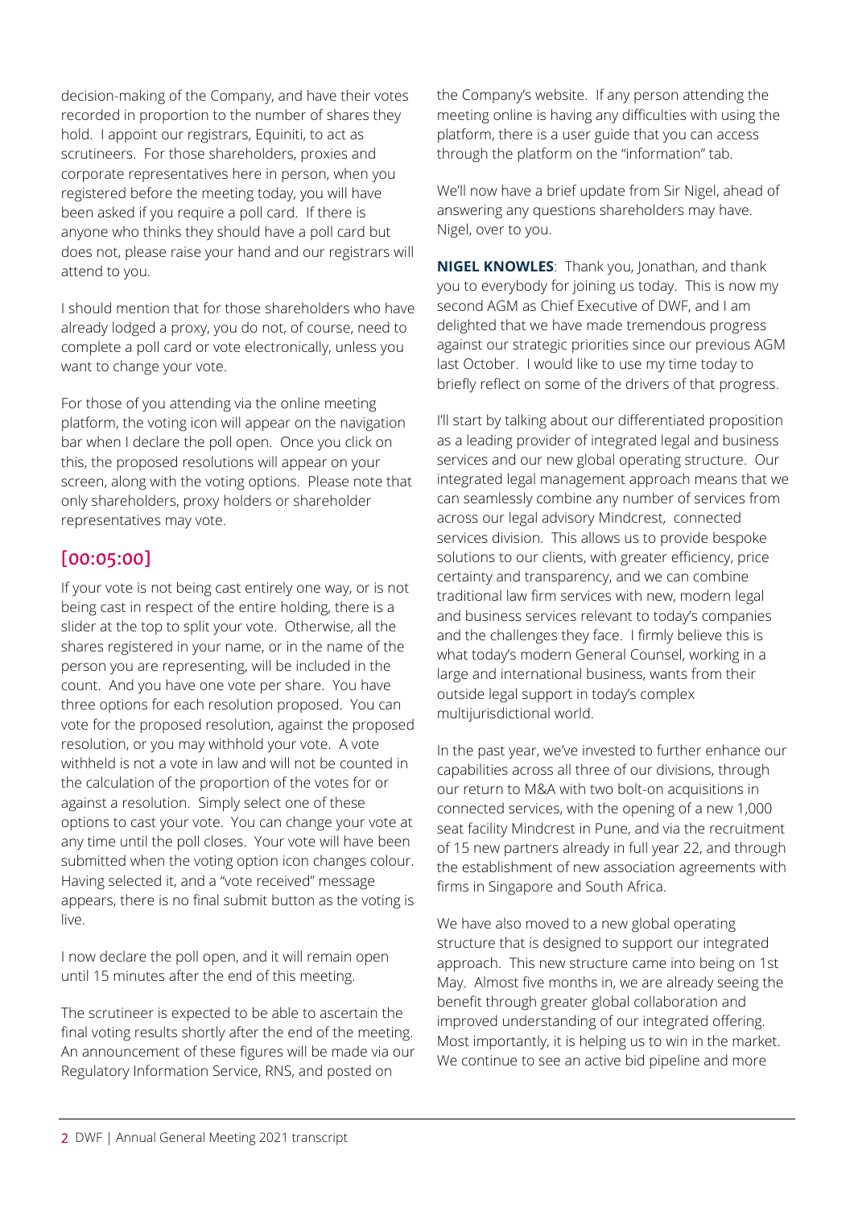decision-making of the Company, and have their votes recorded in proportion to the number of shares they hold. I appoint our registrars, Equiniti, to act as scrutineers. For those shareholders, proxies and corporate representatives here in person, when you registered before the meeting today, you will have been asked if you require a poll card. If there is anyone who thinks they should have a poll card but does not, please raise your hand and our registrars will attend to you.

I should mention that for those shareholders who have already lodged a proxy, you do not, of course, need to complete a poll card or vote electronically, unless you want to change your vote.

For those of you attending via the online meeting platform, the voting icon will appear on the navigation bar when I declare the poll open. Once you click on this, the proposed resolutions will appear on your screen, along with the voting options. Please note that only shareholders, proxy holders or shareholder representatives may vote.

## [00:05:00]

If your vote is not being cast entirely one way, or is not being cast in respect of the entire holding, there is a slider at the top to split your vote. Otherwise, all the shares registered in your name, or in the name of the person you are representing, will be included in the count. And you have one vote per share. You have three options for each resolution proposed. You can vote for the proposed resolution, against the proposed resolution, or you may withhold your vote. A vote withheld is not a vote in law and will not be counted in the calculation of the proportion of the votes for or against a resolution. Simply select one of these options to cast your vote. You can change your vote at any time until the poll closes. Your vote will have been submitted when the voting option icon changes colour. Having selected it, and a "vote received" message appears, there is no final submit button as the voting is live.

I now declare the poll open, and it will remain open until 15 minutes after the end of this meeting.

The scrutineer is expected to be able to ascertain the final voting results shortly after the end of the meeting. An announcement of these figures will be made via our Regulatory Information Service, RNS, and posted on the Company's website. If any person attending the meeting online is having any difficulties with using the platform, there is a user guide that you can access through the platform on the "information" tab.

We'll now have a brief update from Sir Nigel, ahead of answering any questions shareholders may have. Nigel, over to you.

**NIGEL KNOWLES**: Thank you, Jonathan, and thank you to everybody for joining us today. This is now my second AGM as Chief Executive of DWF, and I am delighted that we have made tremendous progress against our strategic priorities since our previous AGM last October. I would like to use my time today to briefly reflect on some of the drivers of that progress.

I'll start by talking about our differentiated proposition as a leading provider of integrated legal and business services and our new global operating structure. Our integrated legal management approach means that we can seamlessly combine any number of services from across our legal advisory Mindcrest, connected services division. This allows us to provide bespoke solutions to our clients, with greater efficiency, price certainty and transparency, and we can combine traditional law firm services with new, modern legal and business services relevant to today's companies and the challenges they face. I firmly believe this is what today's modern General Counsel, working in a large and international business, wants from their outside legal support in today's complex multijurisdictional world.

In the past year, we've invested to further enhance our capabilities across all three of our divisions, through our return to M&A with two bolt-on acquisitions in connected services, with the opening of a new 1,000 seat facility Mindcrest in Pune, and via the recruitment of 15 new partners already in full year 22, and through the establishment of new association agreements with firms in Singapore and South Africa.

We have also moved to a new global operating structure that is designed to support our integrated approach. This new structure came into being on 1st May. Almost five months in, we are already seeing the benefit through greater global collaboration and improved understanding of our integrated offering. Most importantly, it is helping us to win in the market. We continue to see an active bid pipeline and more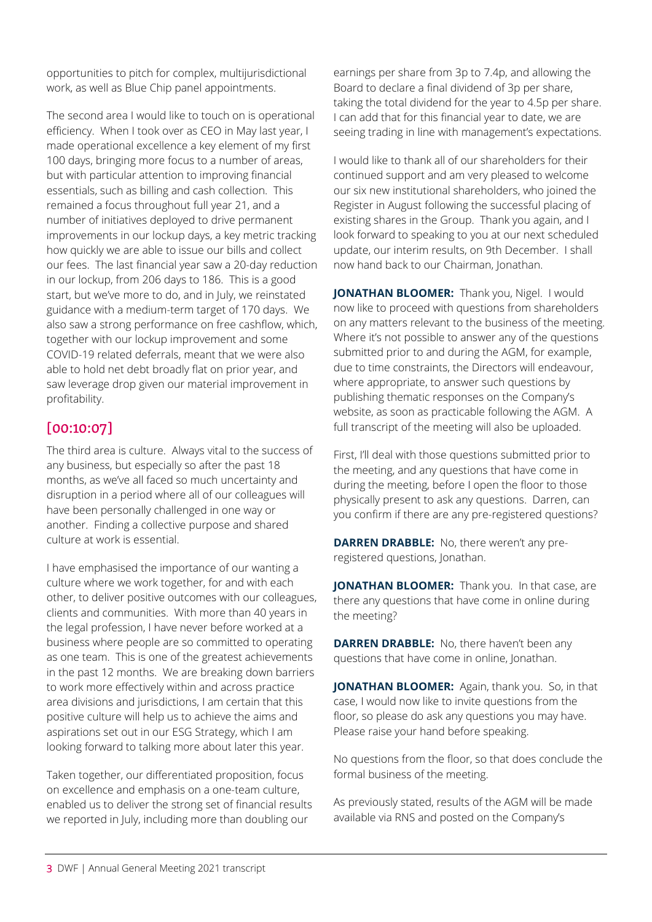opportunities to pitch for complex, multijurisdictional work, as well as Blue Chip panel appointments.

The second area I would like to touch on is operational efficiency. When I took over as CEO in May last year, I made operational excellence a key element of my first 100 days, bringing more focus to a number of areas, but with particular attention to improving financial essentials, such as billing and cash collection. This remained a focus throughout full year 21, and a number of initiatives deployed to drive permanent improvements in our lockup days, a key metric tracking how quickly we are able to issue our bills and collect our fees. The last financial year saw a 20-day reduction in our lockup, from 206 days to 186. This is a good start, but we've more to do, and in July, we reinstated guidance with a medium-term target of 170 days. We also saw a strong performance on free cashflow, which, together with our lockup improvement and some COVID-19 related deferrals, meant that we were also able to hold net debt broadly flat on prior year, and saw leverage drop given our material improvement in profitability.

## [00:10:07]

The third area is culture. Always vital to the success of any business, but especially so after the past 18 months, as we've all faced so much uncertainty and disruption in a period where all of our colleagues will have been personally challenged in one way or another. Finding a collective purpose and shared culture at work is essential.

I have emphasised the importance of our wanting a culture where we work together, for and with each other, to deliver positive outcomes with our colleagues, clients and communities. With more than 40 years in the legal profession, I have never before worked at a business where people are so committed to operating as one team. This is one of the greatest achievements in the past 12 months. We are breaking down barriers to work more effectively within and across practice area divisions and jurisdictions, I am certain that this positive culture will help us to achieve the aims and aspirations set out in our ESG Strategy, which I am looking forward to talking more about later this year.

Taken together, our differentiated proposition, focus on excellence and emphasis on a one-team culture, enabled us to deliver the strong set of financial results we reported in July, including more than doubling our earnings per share from 3p to 7.4p, and allowing the Board to declare a final dividend of 3p per share, taking the total dividend for the year to 4.5p per share. I can add that for this financial year to date, we are seeing trading in line with management's expectations.

I would like to thank all of our shareholders for their continued support and am very pleased to welcome our six new institutional shareholders, who joined the Register in August following the successful placing of existing shares in the Group. Thank you again, and I look forward to speaking to you at our next scheduled update, our interim results, on 9th December. I shall now hand back to our Chairman, Jonathan.

**JONATHAN BLOOMER:** Thank you, Nigel. I would now like to proceed with questions from shareholders on any matters relevant to the business of the meeting. Where it's not possible to answer any of the questions submitted prior to and during the AGM, for example, due to time constraints, the Directors will endeavour, where appropriate, to answer such questions by publishing thematic responses on the Company's website, as soon as practicable following the AGM. A full transcript of the meeting will also be uploaded.

First, I'll deal with those questions submitted prior to the meeting, and any questions that have come in during the meeting, before I open the floor to those physically present to ask any questions. Darren, can you confirm if there are any pre-registered questions?

**DARREN DRABBLE:** No, there weren't any pre-registered questions, Jonathan.

**JONATHAN BLOOMER:** Thank you. In that case, are there any questions that have come in online during the meeting?

**DARREN DRABBLE:** No, there haven't been any questions that have come in online, Jonathan.

**JONATHAN BLOOMER:** Again, thank you. So, in that case, I would now like to invite questions from the floor, so please do ask any questions you may have. Please raise your hand before speaking.

No questions from the floor, so that does conclude the formal business of the meeting.

As previously stated, results of the AGM will be made available via RNS and posted on the Company's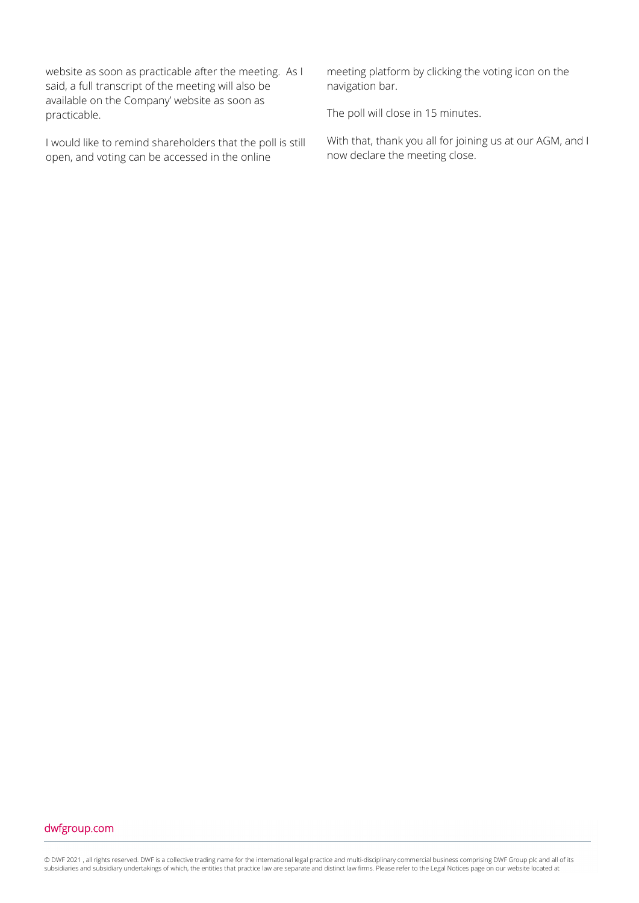website as soon as practicable after the meeting. As I said, a full transcript of the meeting will also be available on the Company' website as soon as practicable.

I would like to remind shareholders that the poll is still open, and voting can be accessed in the online meeting platform by clicking the voting icon on the navigation bar.

The poll will close in 15 minutes.

With that, thank you all for joining us at our AGM, and I now declare the meeting close.

dwfgroup.com

© DWF 2021 , all rights reserved. DWF is a collective trading name for the international legal practice and multi-disciplinary commercial business comprising DWF Group plc and all of its subsidiaries and subsidiary undertakings of which, the entities that practice law are separate and distinct law firms. Please refer to the Legal Notices page on our website located at